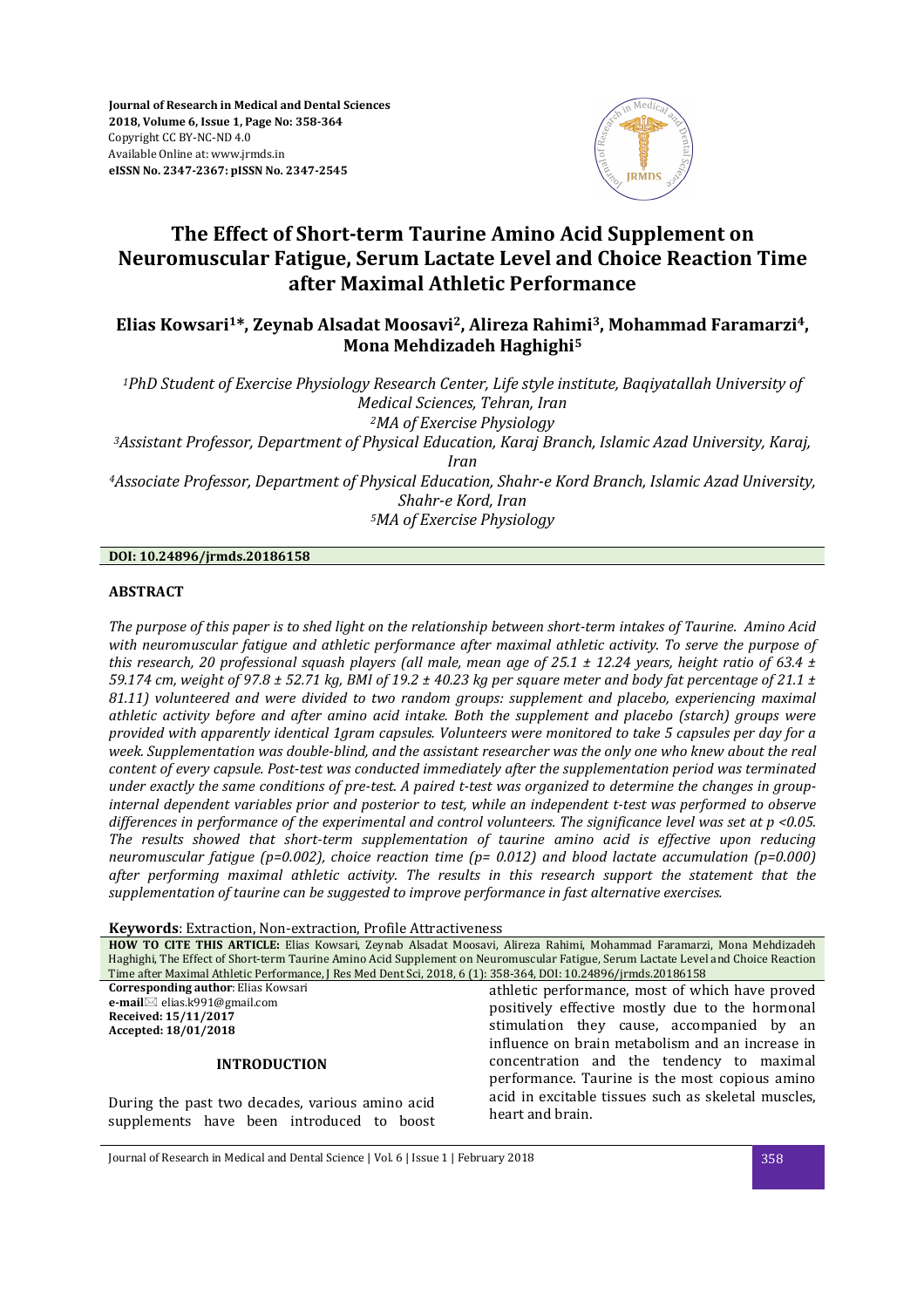# The Effect of Short-term Taurine Amino Acid Supplement on Neuromuscular Fatigue, Serum Lactate Level and Choice Reaction Time after Maximal Athletic Performance

**Elias Kowsari[1]*, Zeynab Alsadat Moosavi[2], Alireza Rahimi[3], Mohammad Faramarzi[4], Mona Mehdizadeh Haghighi[5]**

*[1]PhD Student of Exercise Physiology Research Center, Life style institute, Baqiyatallah University of Medical Sciences, Tehran, Iran*

*[2]MA of Exercise Physiology*

*[3]Assistant Professor, Department of Physical Education, Karaj Branch, Islamic Azad University, Karaj, Iran*

*[4]Associate Professor, Department of Physical Education, Shahr-e Kord Branch, Islamic Azad University, Shahr-e Kord, Iran*

*[5]MA of Exercise Physiology*

**DOI: 10.24896/jrmds.20186158**

## ABSTRACT

*The purpose of this paper is to shed light on the relationship between short-term intakes of Taurine. Amino Acid with neuromuscular fatigue and athletic performance after maximal athletic activity. To serve the purpose of this research, 20 professional squash players (all male, mean age of 25.1 ± 12.24 years, height ratio of 63.4 ± 59.174 cm, weight of 97.8 ± 52.71 kg, BMI of 19.2 ± 40.23 kg per square meter and body fat percentage of 21.1 ± 81.11) volunteered and were divided to two random groups: supplement and placebo, experiencing maximal athletic activity before and after amino acid intake. Both the supplement and placebo (starch) groups were provided with apparently identical 1gram capsules. Volunteers were monitored to take 5 capsules per day for a week. Supplementation was double-blind, and the assistant researcher was the only one who knew about the real content of every capsule. Post-test was conducted immediately after the supplementation period was terminated under exactly the same conditions of pre-test. A paired t-test was organized to determine the changes in group-internal dependent variables prior and posterior to test, while an independent t-test was performed to observe differences in performance of the experimental and control volunteers. The significance level was set at p <0.05. The results showed that short-term supplementation of taurine amino acid is effective upon reducing neuromuscular fatigue (p=0.002), choice reaction time (p= 0.012) and blood lactate accumulation (p=0.000) after performing maximal athletic activity. The results in this research support the statement that the supplementation of taurine can be suggested to improve performance in fast alternative exercises.*

**Keywords**: Extraction, Non-extraction, Profile Attractiveness

**HOW TO CITE THIS ARTICLE:** Elias Kowsari, Zeynab Alsadat Moosavi, Alireza Rahimi, Mohammad Faramarzi, Mona Mehdizadeh Haghighi, The Effect of Short-term Taurine Amino Acid Supplement on Neuromuscular Fatigue, Serum Lactate Level and Choice Reaction Time after Maximal Athletic Performance, J Res Med Dent Sci, 2018, 6 (1): 358-364, DOI: 10.24896/jrmds.20186158

**Corresponding author**: Elias Kowsari
**e-mail**✉ elias.k991@gmail.com
**Received: 15/11/2017**
**Accepted: 18/01/2018**

## INTRODUCTION

During the past two decades, various amino acid supplements have been introduced to boost athletic performance, most of which have proved positively effective mostly due to the hormonal stimulation they cause, accompanied by an influence on brain metabolism and an increase in concentration and the tendency to maximal performance. Taurine is the most copious amino acid in excitable tissues such as skeletal muscles, heart and brain.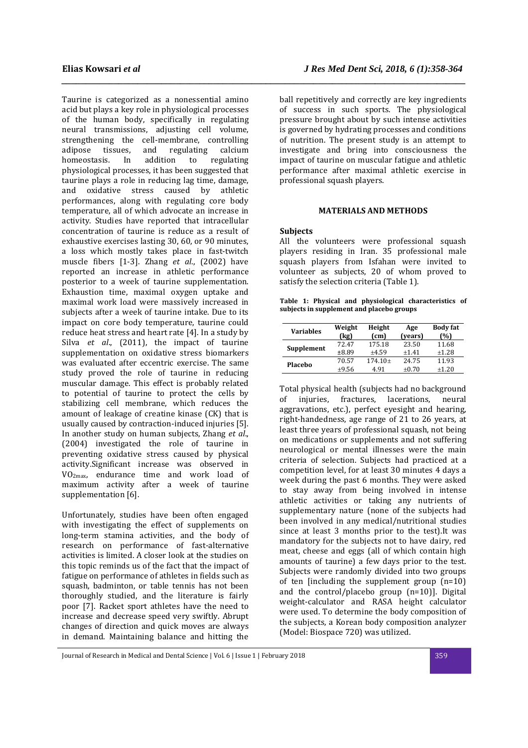Taurine is categorized as a nonessential amino acid but plays a key role in physiological processes of the human body, specifically in regulating neural transmissions, adjusting cell volume, strengthening the cell-membrane, controlling adipose tissues, and regulating calcium homeostasis. In addition to regulating physiological processes, it has been suggested that taurine plays a role in reducing lag time, damage, and oxidative stress caused by athletic performances, along with regulating core body temperature, all of which advocate an increase in activity. Studies have reported that intracellular concentration of taurine is reduce as a result of exhaustive exercises lasting 30, 60, or 90 minutes, a loss which mostly takes place in fast-twitch muscle fibers [1-3]. Zhang *et al*., (2002) have reported an increase in athletic performance posterior to a week of taurine supplementation. Exhaustion time, maximal oxygen uptake and maximal work load were massively increased in subjects after a week of taurine intake. Due to its impact on core body temperature, taurine could reduce heat stress and heart rate [4]. In a study by Silva *et al*., (2011), the impact of taurine supplementation on oxidative stress biomarkers was evaluated after eccentric exercise. The same study proved the role of taurine in reducing muscular damage. This effect is probably related to potential of taurine to protect the cells by stabilizing cell membrane, which reduces the amount of leakage of creatine kinase (CK) that is usually caused by contraction-induced injuries [5]. In another study on human subjects, Zhang *et al*., (2004) investigated the role of taurine in preventing oxidative stress caused by physical activity.Significant increase was observed in $VO_{2max}$, endurance time and work load of maximum activity after a week of taurine supplementation [6].

Unfortunately, studies have been often engaged with investigating the effect of supplements on long-term stamina activities, and the body of research on performance of fast-alternative activities is limited. A closer look at the studies on this topic reminds us of the fact that the impact of fatigue on performance of athletes in fields such as squash, badminton, or table tennis has not been thoroughly studied, and the literature is fairly poor [7]. Racket sport athletes have the need to increase and decrease speed very swiftly. Abrupt changes of direction and quick moves are always in demand. Maintaining balance and hitting the ball repetitively and correctly are key ingredients of success in such sports. The physiological pressure brought about by such intense activities is governed by hydrating processes and conditions of nutrition. The present study is an attempt to investigate and bring into consciousness the impact of taurine on muscular fatigue and athletic performance after maximal athletic exercise in professional squash players.

## MATERIALS AND METHODS

### Subjects

All the volunteers were professional squash players residing in Iran. 35 professional male squash players from Isfahan were invited to volunteer as subjects, 20 of whom proved to satisfy the selection criteria (Table 1).

**Table 1: Physical and physiological characteristics of subjects in supplement and placebo groups**

| Variables | Weight (kg) | Height (cm) | Age (years) | Body fat (%) |
|---|---|---|---|---|
| Supplement | 72.47 ±8.89 | 175.18 ±4.59 | 23.50 ±1.41 | 11.68 ±1.28 |
| Placebo | 70.57 ±9.56 | 174.10± 4.91 | 24.75 ±0.70 | 11.93 ±1.20 |

Total physical health (subjects had no background of injuries, fractures, lacerations, neural aggravations, etc.), perfect eyesight and hearing, right-handedness, age range of 21 to 26 years, at least three years of professional squash, not being on medications or supplements and not suffering neurological or mental illnesses were the main criteria of selection. Subjects had practiced at a competition level, for at least 30 minutes 4 days a week during the past 6 months. They were asked to stay away from being involved in intense athletic activities or taking any nutrients of supplementary nature (none of the subjects had been involved in any medical/nutritional studies since at least 3 months prior to the test).It was mandatory for the subjects not to have dairy, red meat, cheese and eggs (all of which contain high amounts of taurine) a few days prior to the test. Subjects were randomly divided into two groups of ten [including the supplement group (n=10) and the control/placebo group (n=10)]. Digital weight-calculator and RASA height calculator were used. To determine the body composition of the subjects, a Korean body composition analyzer (Model: Biospace 720) was utilized.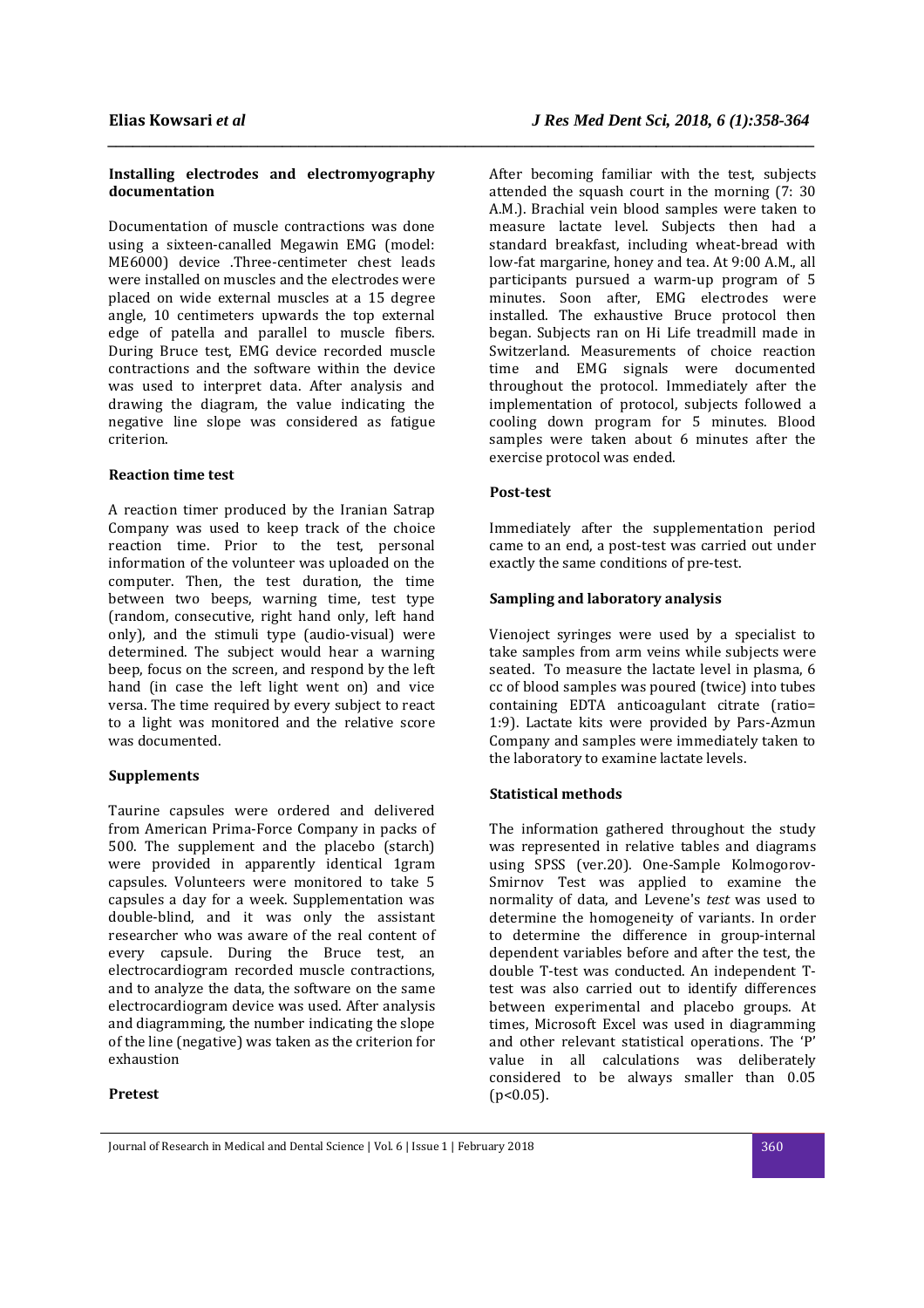#### Installing electrodes and electromyography documentation

Documentation of muscle contractions was done using a sixteen-canalled Megawin EMG (model: ME6000) device .Three-centimeter chest leads were installed on muscles and the electrodes were placed on wide external muscles at a 15 degree angle, 10 centimeters upwards the top external edge of patella and parallel to muscle fibers. During Bruce test, EMG device recorded muscle contractions and the software within the device was used to interpret data. After analysis and drawing the diagram, the value indicating the negative line slope was considered as fatigue criterion.

#### Reaction time test

A reaction timer produced by the Iranian Satrap Company was used to keep track of the choice reaction time. Prior to the test, personal information of the volunteer was uploaded on the computer. Then, the test duration, the time between two beeps, warning time, test type (random, consecutive, right hand only, left hand only), and the stimuli type (audio-visual) were determined. The subject would hear a warning beep, focus on the screen, and respond by the left hand (in case the left light went on) and vice versa. The time required by every subject to react to a light was monitored and the relative score was documented.

#### Supplements

Taurine capsules were ordered and delivered from American Prima-Force Company in packs of 500. The supplement and the placebo (starch) were provided in apparently identical 1gram capsules. Volunteers were monitored to take 5 capsules a day for a week. Supplementation was double-blind, and it was only the assistant researcher who was aware of the real content of every capsule. During the Bruce test, an electrocardiogram recorded muscle contractions, and to analyze the data, the software on the same electrocardiogram device was used. After analysis and diagramming, the number indicating the slope of the line (negative) was taken as the criterion for exhaustion

#### Pretest

After becoming familiar with the test, subjects attended the squash court in the morning (7: 30 A.M.). Brachial vein blood samples were taken to measure lactate level. Subjects then had a standard breakfast, including wheat-bread with low-fat margarine, honey and tea. At 9:00 A.M., all participants pursued a warm-up program of 5 minutes. Soon after, EMG electrodes were installed. The exhaustive Bruce protocol then began. Subjects ran on Hi Life treadmill made in Switzerland. Measurements of choice reaction time and EMG signals were documented throughout the protocol. Immediately after the implementation of protocol, subjects followed a cooling down program for 5 minutes. Blood samples were taken about 6 minutes after the exercise protocol was ended.

#### Post-test

Immediately after the supplementation period came to an end, a post-test was carried out under exactly the same conditions of pre-test.

#### Sampling and laboratory analysis

Vienoject syringes were used by a specialist to take samples from arm veins while subjects were seated. To measure the lactate level in plasma, 6 cc of blood samples was poured (twice) into tubes containing EDTA anticoagulant citrate (ratio= 1:9). Lactate kits were provided by Pars-Azmun Company and samples were immediately taken to the laboratory to examine lactate levels.

#### Statistical methods

The information gathered throughout the study was represented in relative tables and diagrams using SPSS (ver.20). One-Sample Kolmogorov-Smirnov Test was applied to examine the normality of data, and Levene's *test* was used to determine the homogeneity of variants. In order to determine the difference in group-internal dependent variables before and after the test, the double T-test was conducted. An independent T-test was also carried out to identify differences between experimental and placebo groups. At times, Microsoft Excel was used in diagramming and other relevant statistical operations. The 'P' value in all calculations was deliberately considered to be always smaller than 0.05 ($p<0.05$).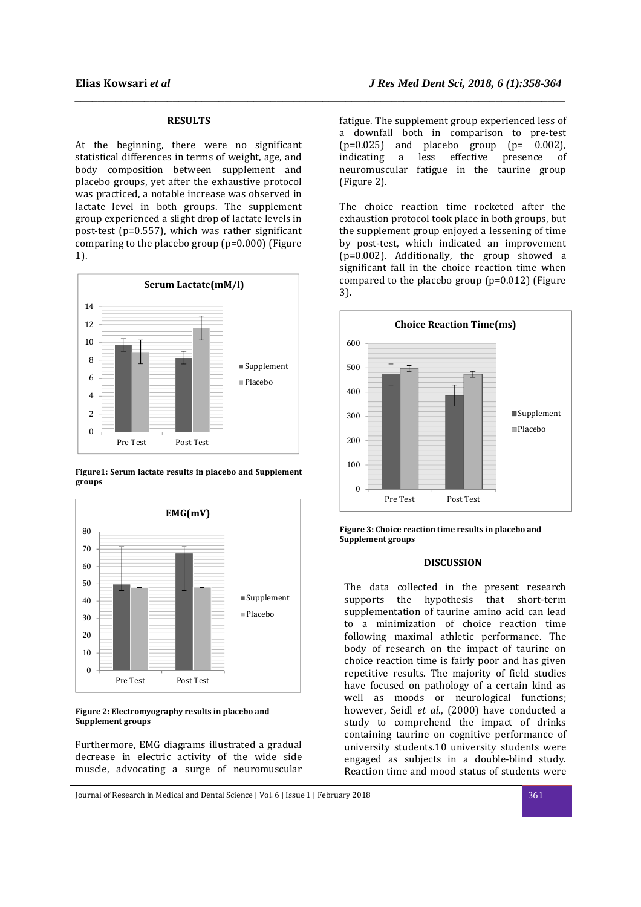## RESULTS

At the beginning, there were no significant statistical differences in terms of weight, age, and body composition between supplement and placebo groups, yet after the exhaustive protocol was practiced, a notable increase was observed in lactate level in both groups. The supplement group experienced a slight drop of lactate levels in post-test (p=0.557), which was rather significant comparing to the placebo group (p=0.000) (Figure 1).

**Figure1: Serum lactate results in placebo and Supplement groups**

**Figure 2: Electromyography results in placebo and Supplement groups**

Furthermore, EMG diagrams illustrated a gradual decrease in electric activity of the wide side muscle, advocating a surge of neuromuscular fatigue. The supplement group experienced less of a downfall both in comparison to pre-test (p=0.025) and placebo group (p= 0.002), indicating a less effective presence of neuromuscular fatigue in the taurine group (Figure 2).

The choice reaction time rocketed after the exhaustion protocol took place in both groups, but the supplement group enjoyed a lessening of time by post-test, which indicated an improvement (p=0.002). Additionally, the group showed a significant fall in the choice reaction time when compared to the placebo group (p=0.012) (Figure 3).

**Figure 3: Choice reaction time results in placebo and Supplement groups**

## DISCUSSION

The data collected in the present research supports the hypothesis that short-term supplementation of taurine amino acid can lead to a minimization of choice reaction time following maximal athletic performance. The body of research on the impact of taurine on choice reaction time is fairly poor and has given repetitive results. The majority of field studies have focused on pathology of a certain kind as well as moods or neurological functions; however, Seidl *et al.*, (2000) have conducted a study to comprehend the impact of drinks containing taurine on cognitive performance of university students.10 university students were engaged as subjects in a double-blind study. Reaction time and mood status of students were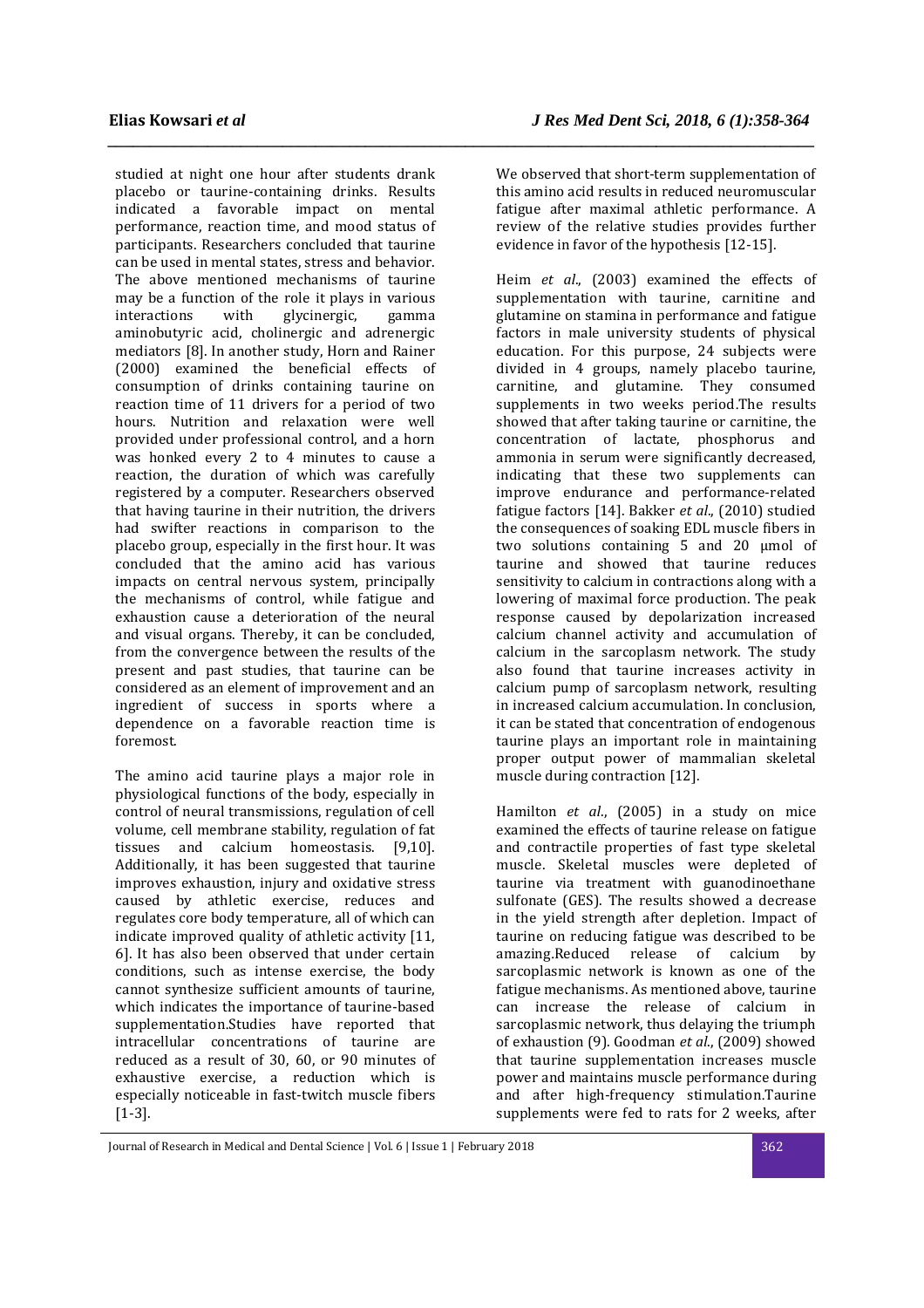studied at night one hour after students drank placebo or taurine-containing drinks. Results indicated a favorable impact on mental performance, reaction time, and mood status of participants. Researchers concluded that taurine can be used in mental states, stress and behavior. The above mentioned mechanisms of taurine may be a function of the role it plays in various interactions with glycinergic, gamma aminobutyric acid, cholinergic and adrenergic mediators [8]. In another study, Horn and Rainer (2000) examined the beneficial effects of consumption of drinks containing taurine on reaction time of 11 drivers for a period of two hours. Nutrition and relaxation were well provided under professional control, and a horn was honked every 2 to 4 minutes to cause a reaction, the duration of which was carefully registered by a computer. Researchers observed that having taurine in their nutrition, the drivers had swifter reactions in comparison to the placebo group, especially in the first hour. It was concluded that the amino acid has various impacts on central nervous system, principally the mechanisms of control, while fatigue and exhaustion cause a deterioration of the neural and visual organs. Thereby, it can be concluded, from the convergence between the results of the present and past studies, that taurine can be considered as an element of improvement and an ingredient of success in sports where a dependence on a favorable reaction time is foremost.

The amino acid taurine plays a major role in physiological functions of the body, especially in control of neural transmissions, regulation of cell volume, cell membrane stability, regulation of fat tissues and calcium homeostasis. [9,10]. Additionally, it has been suggested that taurine improves exhaustion, injury and oxidative stress caused by athletic exercise, reduces and regulates core body temperature, all of which can indicate improved quality of athletic activity [11, 6]. It has also been observed that under certain conditions, such as intense exercise, the body cannot synthesize sufficient amounts of taurine, which indicates the importance of taurine-based supplementation.Studies have reported that intracellular concentrations of taurine are reduced as a result of 30, 60, or 90 minutes of exhaustive exercise, a reduction which is especially noticeable in fast-twitch muscle fibers [1-3].

We observed that short-term supplementation of this amino acid results in reduced neuromuscular fatigue after maximal athletic performance. A review of the relative studies provides further evidence in favor of the hypothesis [12-15].

Heim *et al*., (2003) examined the effects of supplementation with taurine, carnitine and glutamine on stamina in performance and fatigue factors in male university students of physical education. For this purpose, 24 subjects were divided in 4 groups, namely placebo taurine, carnitine, and glutamine. They consumed supplements in two weeks period.The results showed that after taking taurine or carnitine, the concentration of lactate, phosphorus and ammonia in serum were significantly decreased, indicating that these two supplements can improve endurance and performance-related fatigue factors [14]. Bakker *et al*., (2010) studied the consequences of soaking EDL muscle fibers in two solutions containing 5 and 20 μmol of taurine and showed that taurine reduces sensitivity to calcium in contractions along with a lowering of maximal force production. The peak response caused by depolarization increased calcium channel activity and accumulation of calcium in the sarcoplasm network. The study also found that taurine increases activity in calcium pump of sarcoplasm network, resulting in increased calcium accumulation. In conclusion, it can be stated that concentration of endogenous taurine plays an important role in maintaining proper output power of mammalian skeletal muscle during contraction [12].

Hamilton *et al*., (2005) in a study on mice examined the effects of taurine release on fatigue and contractile properties of fast type skeletal muscle. Skeletal muscles were depleted of taurine via treatment with guanodinoethane sulfonate (GES). The results showed a decrease in the yield strength after depletion. Impact of taurine on reducing fatigue was described to be amazing.Reduced release of calcium by sarcoplasmic network is known as one of the fatigue mechanisms. As mentioned above, taurine can increase the release of calcium in sarcoplasmic network, thus delaying the triumph of exhaustion (9). Goodman *et al*., (2009) showed that taurine supplementation increases muscle power and maintains muscle performance during and after high-frequency stimulation.Taurine supplements were fed to rats for 2 weeks, after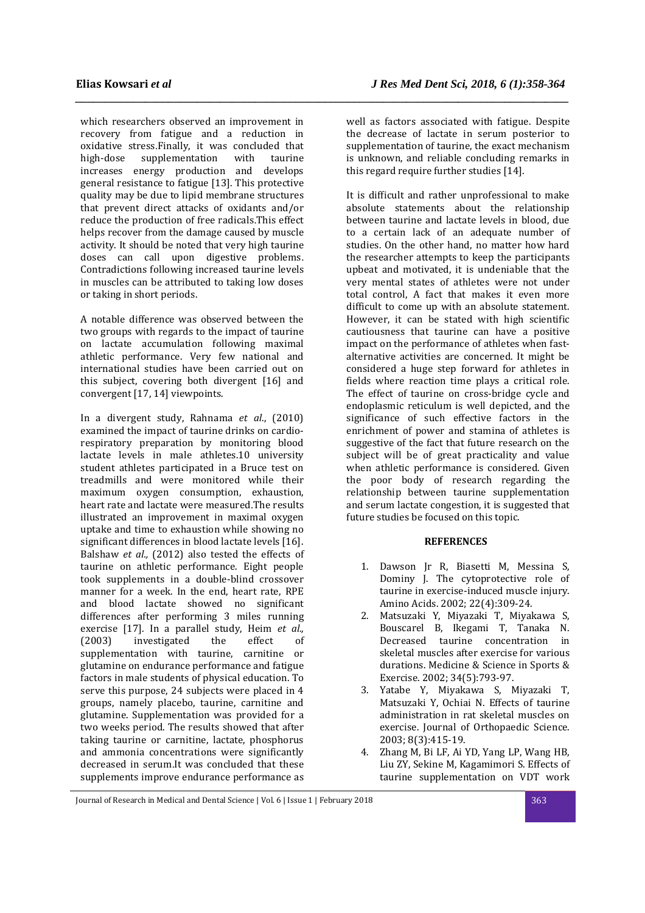which researchers observed an improvement in recovery from fatigue and a reduction in oxidative stress.Finally, it was concluded that high-dose supplementation with taurine increases energy production and develops general resistance to fatigue [13]. This protective quality may be due to lipid membrane structures that prevent direct attacks of oxidants and/or reduce the production of free radicals.This effect helps recover from the damage caused by muscle activity. It should be noted that very high taurine doses can call upon digestive problems. Contradictions following increased taurine levels in muscles can be attributed to taking low doses or taking in short periods.

A notable difference was observed between the two groups with regards to the impact of taurine on lactate accumulation following maximal athletic performance. Very few national and international studies have been carried out on this subject, covering both divergent [16] and convergent [17, 14] viewpoints.

In a divergent study, Rahnama *et al*., (2010) examined the impact of taurine drinks on cardio-respiratory preparation by monitoring blood lactate levels in male athletes.10 university student athletes participated in a Bruce test on treadmills and were monitored while their maximum oxygen consumption, exhaustion, heart rate and lactate were measured.The results illustrated an improvement in maximal oxygen uptake and time to exhaustion while showing no significant differences in blood lactate levels [16]. Balshaw *et al.,* (2012) also tested the effects of taurine on athletic performance. Eight people took supplements in a double-blind crossover manner for a week. In the end, heart rate, RPE and blood lactate showed no significant differences after performing 3 miles running exercise [17]. In a parallel study, Heim *et al.,* (2003) investigated the effect of supplementation with taurine, carnitine or glutamine on endurance performance and fatigue factors in male students of physical education. To serve this purpose, 24 subjects were placed in 4 groups, namely placebo, taurine, carnitine and glutamine. Supplementation was provided for a two weeks period. The results showed that after taking taurine or carnitine, lactate, phosphorus and ammonia concentrations were significantly decreased in serum.It was concluded that these supplements improve endurance performance as well as factors associated with fatigue. Despite the decrease of lactate in serum posterior to supplementation of taurine, the exact mechanism is unknown, and reliable concluding remarks in this regard require further studies [14].

It is difficult and rather unprofessional to make absolute statements about the relationship between taurine and lactate levels in blood, due to a certain lack of an adequate number of studies. On the other hand, no matter how hard the researcher attempts to keep the participants upbeat and motivated, it is undeniable that the very mental states of athletes were not under total control, A fact that makes it even more difficult to come up with an absolute statement. However, it can be stated with high scientific cautiousness that taurine can have a positive impact on the performance of athletes when fast-alternative activities are concerned. It might be considered a huge step forward for athletes in fields where reaction time plays a critical role. The effect of taurine on cross-bridge cycle and endoplasmic reticulum is well depicted, and the significance of such effective factors in the enrichment of power and stamina of athletes is suggestive of the fact that future research on the subject will be of great practicality and value when athletic performance is considered. Given the poor body of research regarding the relationship between taurine supplementation and serum lactate congestion, it is suggested that future studies be focused on this topic.

## REFERENCES

1. Dawson Jr R, Biasetti M, Messina S, Dominy J. The cytoprotective role of taurine in exercise-induced muscle injury. Amino Acids. 2002; 22(4):309-24.
2. Matsuzaki Y, Miyazaki T, Miyakawa S, Bouscarel B, Ikegami T, Tanaka N. Decreased taurine concentration in skeletal muscles after exercise for various durations. Medicine & Science in Sports & Exercise. 2002; 34(5):793-97.
3. Yatabe Y, Miyakawa S, Miyazaki T, Matsuzaki Y, Ochiai N. Effects of taurine administration in rat skeletal muscles on exercise. Journal of Orthopaedic Science. 2003; 8(3):415-19.
4. Zhang M, Bi LF, Ai YD, Yang LP, Wang HB, Liu ZY, Sekine M, Kagamimori S. Effects of taurine supplementation on VDT work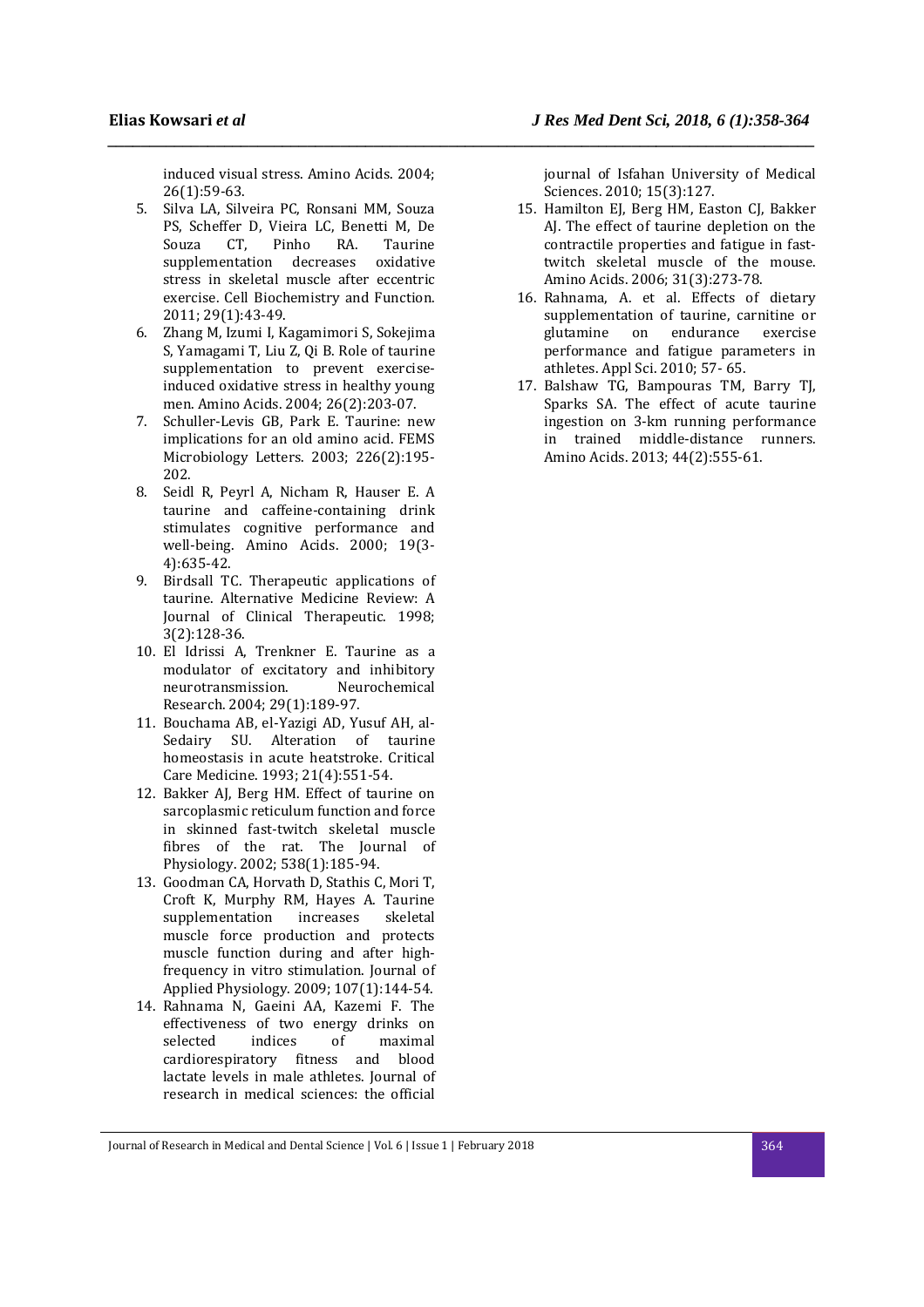induced visual stress. Amino Acids. 2004; 26(1):59-63.

5. Silva LA, Silveira PC, Ronsani MM, Souza PS, Scheffer D, Vieira LC, Benetti M, De Souza CT, Pinho RA. Taurine supplementation decreases oxidative stress in skeletal muscle after eccentric exercise. Cell Biochemistry and Function. 2011; 29(1):43-49.
6. Zhang M, Izumi I, Kagamimori S, Sokejima S, Yamagami T, Liu Z, Qi B. Role of taurine supplementation to prevent exercise-induced oxidative stress in healthy young men. Amino Acids. 2004; 26(2):203-07.
7. Schuller-Levis GB, Park E. Taurine: new implications for an old amino acid. FEMS Microbiology Letters. 2003; 226(2):195-202.
8. Seidl R, Peyrl A, Nicham R, Hauser E. A taurine and caffeine-containing drink stimulates cognitive performance and well-being. Amino Acids. 2000; 19(3-4):635-42.
9. Birdsall TC. Therapeutic applications of taurine. Alternative Medicine Review: A Journal of Clinical Therapeutic. 1998; 3(2):128-36.
10. El Idrissi A, Trenkner E. Taurine as a modulator of excitatory and inhibitory neurotransmission. Neurochemical Research. 2004; 29(1):189-97.
11. Bouchama AB, el-Yazigi AD, Yusuf AH, al-Sedairy SU. Alteration of taurine homeostasis in acute heatstroke. Critical Care Medicine. 1993; 21(4):551-54.
12. Bakker AJ, Berg HM. Effect of taurine on sarcoplasmic reticulum function and force in skinned fast-twitch skeletal muscle fibres of the rat. The Journal of Physiology. 2002; 538(1):185-94.
13. Goodman CA, Horvath D, Stathis C, Mori T, Croft K, Murphy RM, Hayes A. Taurine supplementation increases skeletal muscle force production and protects muscle function during and after high-frequency in vitro stimulation. Journal of Applied Physiology. 2009; 107(1):144-54.
14. Rahnama N, Gaeini AA, Kazemi F. The effectiveness of two energy drinks on selected indices of maximal cardiorespiratory fitness and blood lactate levels in male athletes. Journal of research in medical sciences: the official journal of Isfahan University of Medical Sciences. 2010; 15(3):127.
15. Hamilton EJ, Berg HM, Easton CJ, Bakker AJ. The effect of taurine depletion on the contractile properties and fatigue in fast-twitch skeletal muscle of the mouse. Amino Acids. 2006; 31(3):273-78.
16. Rahnama, A. et al. Effects of dietary supplementation of taurine, carnitine or glutamine on endurance exercise performance and fatigue parameters in athletes. Appl Sci. 2010; 57- 65.
17. Balshaw TG, Bampouras TM, Barry TJ, Sparks SA. The effect of acute taurine ingestion on 3-km running performance in trained middle-distance runners. Amino Acids. 2013; 44(2):555-61.